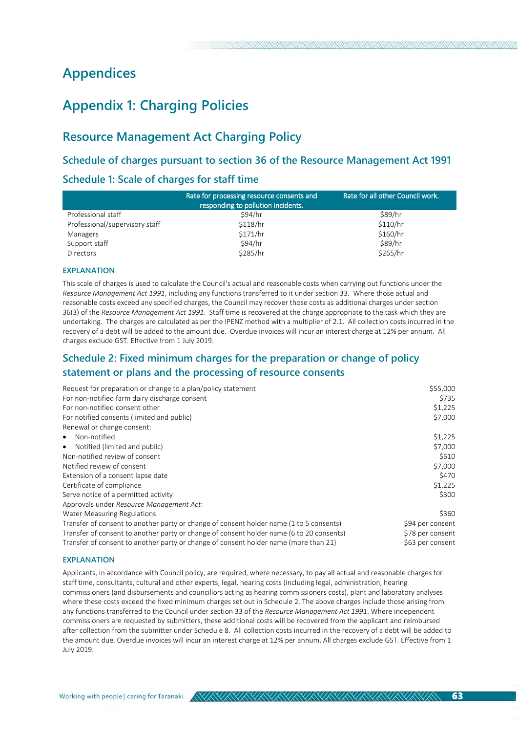# Appendices

# Appendix 1: Charging Policies

## Resource Management Act Charging Policy

### Schedule of charges pursuant to section 36 of the Resource Management Act 1991

### Schedule 1: Scale of charges for staff time

| | Rate for processing resource consents and responding to pollution incidents. | Rate for all other Council work. |
|---|---|---|
| Professional staff | $94/hr | $89/hr |
| Professional/supervisory staff | $118/hr | $110/hr |
| Managers | $171/hr | $160/hr |
| Support staff | $94/hr | $89/hr |
| Directors | $285/hr | $265/hr |

#### EXPLANATION

This scale of charges is used to calculate the Council's actual and reasonable costs when carrying out functions under the *Resource Management Act 1991*, including any functions transferred to it under section 33. Where those actual and reasonable costs exceed any specified charges, the Council may recover those costs as additional charges under section 36(3) of the *Resource Management Act 1991*. Staff time is recovered at the charge appropriate to the task which they are undertaking. The charges are calculated as per the IPENZ method with a multiplier of 2.1. All collection costs incurred in the recovery of a debt will be added to the amount due. Overdue invoices will incur an interest charge at 12% per annum. All charges exclude GST. Effective from 1 July 2019.

## Schedule 2: Fixed minimum charges for the preparation or change of policy statement or plans and the processing of resource consents

| | |
|---|---|
| Request for preparation or change to a plan/policy statement | $55,000 |
| For non-notified farm dairy discharge consent | $735 |
| For non-notified consent other | $1,225 |
| For notified consents (limited and public) | $7,000 |
| Renewal or change consent: | |
| • Non-notified | $1,225 |
| • Notified (limited and public) | $7,000 |
| Non-notified review of consent | $610 |
| Notified review of consent | $7,000 |
| Extension of a consent lapse date | $470 |
| Certificate of compliance | $1,225 |
| Serve notice of a permitted activity | $300 |
| Approvals under *Resource Management Act*: | |
| Water Measuring Regulations | $360 |
| Transfer of consent to another party or change of consent holder name (1 to 5 consents) | $94 per consent |
| Transfer of consent to another party or change of consent holder name (6 to 20 consents) | $78 per consent |
| Transfer of consent to another party or change of consent holder name (more than 21) | $63 per consent |

#### EXPLANATION

Applicants, in accordance with Council policy, are required, where necessary, to pay all actual and reasonable charges for staff time, consultants, cultural and other experts, legal, hearing costs (including legal, administration, hearing commissioners (and disbursements and councillors acting as hearing commissioners costs), plant and laboratory analyses where these costs exceed the fixed minimum charges set out in Schedule 2. The above charges include those arising from any functions transferred to the Council under section 33 of the *Resource Management Act 1991*. Where independent commissioners are requested by submitters, these additional costs will be recovered from the applicant and reimbursed after collection from the submitter under Schedule 8. All collection costs incurred in the recovery of a debt will be added to the amount due. Overdue invoices will incur an interest charge at 12% per annum. All charges exclude GST. Effective from 1 July 2019.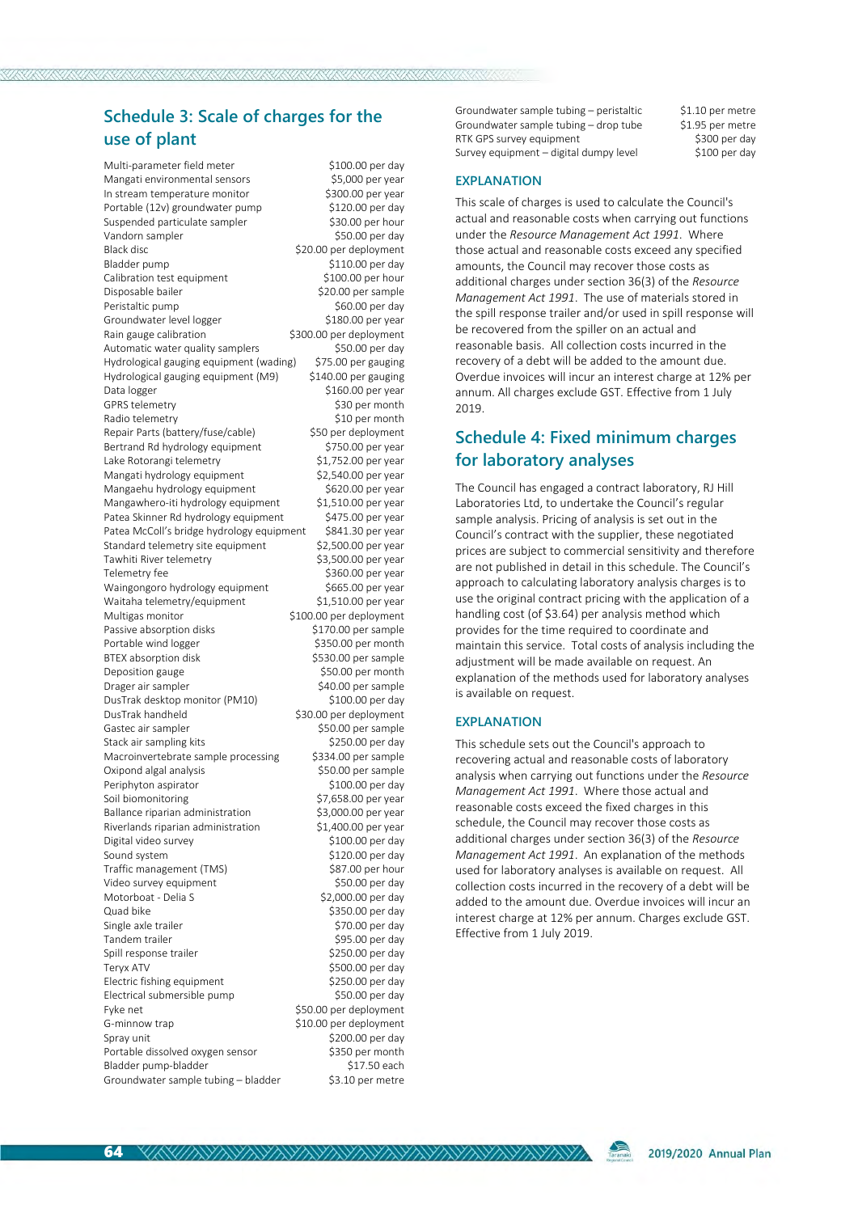## Schedule 3: Scale of charges for the use of plant

| Item | Charge |
|---|---|
| Multi-parameter field meter | $100.00 per day |
| Mangati environmental sensors | $5,000 per year |
| In stream temperature monitor | $300.00 per year |
| Portable (12v) groundwater pump | $120.00 per day |
| Suspended particulate sampler | $30.00 per hour |
| Vandorn sampler | $50.00 per day |
| Black disc | $20.00 per deployment |
| Bladder pump | $110.00 per day |
| Calibration test equipment | $100.00 per hour |
| Disposable bailer | $20.00 per sample |
| Peristaltic pump | $60.00 per day |
| Groundwater level logger | $180.00 per year |
| Rain gauge calibration | $300.00 per deployment |
| Automatic water quality samplers | $50.00 per day |
| Hydrological gauging equipment (wading) | $75.00 per gauging |
| Hydrological gauging equipment (M9) | $140.00 per gauging |
| Data logger | $160.00 per year |
| GPRS telemetry | $30 per month |
| Radio telemetry | $10 per month |
| Repair Parts (battery/fuse/cable) | $50 per deployment |
| Bertrand Rd hydrology equipment | $750.00 per year |
| Lake Rotorangi telemetry | $1,752.00 per year |
| Mangati hydrology equipment | $2,540.00 per year |
| Mangaehu hydrology equipment | $620.00 per year |
| Mangawhero-iti hydrology equipment | $1,510.00 per year |
| Patea Skinner Rd hydrology equipment | $475.00 per year |
| Patea McColl's bridge hydrology equipment | $841.30 per year |
| Standard telemetry site equipment | $2,500.00 per year |
| Tawhiti River telemetry | $3,500.00 per year |
| Telemetry fee | $360.00 per year |
| Waingongoro hydrology equipment | $665.00 per year |
| Waitaha telemetry/equipment | $1,510.00 per year |
| Multigas monitor | $100.00 per deployment |
| Passive absorption disks | $170.00 per sample |
| Portable wind logger | $350.00 per month |
| BTEX absorption disk | $530.00 per sample |
| Deposition gauge | $50.00 per month |
| Drager air sampler | $40.00 per sample |
| DusTrak desktop monitor (PM10) | $100.00 per day |
| DusTrak handheld | $30.00 per deployment |
| Gastec air sampler | $50.00 per sample |
| Stack air sampling kits | $250.00 per day |
| Macroinvertebrate sample processing | $334.00 per sample |
| Oxipond algal analysis | $50.00 per sample |
| Periphyton aspirator | $100.00 per day |
| Soil biomonitoring | $7,658.00 per year |
| Ballance riparian administration | $3,000.00 per year |
| Riverlands riparian administration | $1,400.00 per year |
| Digital video survey | $100.00 per day |
| Sound system | $120.00 per day |
| Traffic management (TMS) | $87.00 per hour |
| Video survey equipment | $50.00 per day |
| Motorboat - Delia S | $2,000.00 per day |
| Quad bike | $350.00 per day |
| Single axle trailer | $70.00 per day |
| Tandem trailer | $95.00 per day |
| Spill response trailer | $250.00 per day |
| Teryx ATV | $500.00 per day |
| Electric fishing equipment | $250.00 per day |
| Electrical submersible pump | $50.00 per day |
| Fyke net | $50.00 per deployment |
| G-minnow trap | $10.00 per deployment |
| Spray unit | $200.00 per day |
| Portable dissolved oxygen sensor | $350 per month |
| Bladder pump-bladder | $17.50 each |
| Groundwater sample tubing – bladder | $3.10 per metre |
| Groundwater sample tubing – peristaltic | $1.10 per metre |
| Groundwater sample tubing – drop tube | $1.95 per metre |
| RTK GPS survey equipment | $300 per day |
| Survey equipment – digital dumpy level | $100 per day |

### EXPLANATION

This scale of charges is used to calculate the Council's actual and reasonable costs when carrying out functions under the *Resource Management Act 1991*. Where those actual and reasonable costs exceed any specified amounts, the Council may recover those costs as additional charges under section 36(3) of the *Resource Management Act 1991*. The use of materials stored in the spill response trailer and/or used in spill response will be recovered from the spiller on an actual and reasonable basis. All collection costs incurred in the recovery of a debt will be added to the amount due. Overdue invoices will incur an interest charge at 12% per annum. All charges exclude GST. Effective from 1 July 2019.

## Schedule 4: Fixed minimum charges for laboratory analyses

The Council has engaged a contract laboratory, RJ Hill Laboratories Ltd, to undertake the Council's regular sample analysis. Pricing of analysis is set out in the Council's contract with the supplier, these negotiated prices are subject to commercial sensitivity and therefore are not published in detail in this schedule. The Council's approach to calculating laboratory analysis charges is to use the original contract pricing with the application of a handling cost (of $3.64) per analysis method which provides for the time required to coordinate and maintain this service. Total costs of analysis including the adjustment will be made available on request. An explanation of the methods used for laboratory analyses is available on request.

### EXPLANATION

This schedule sets out the Council's approach to recovering actual and reasonable costs of laboratory analysis when carrying out functions under the *Resource Management Act 1991*. Where those actual and reasonable costs exceed the fixed charges in this schedule, the Council may recover those costs as additional charges under section 36(3) of the *Resource Management Act 1991*. An explanation of the methods used for laboratory analyses is available on request. All collection costs incurred in the recovery of a debt will be added to the amount due. Overdue invoices will incur an interest charge at 12% per annum. Charges exclude GST. Effective from 1 July 2019.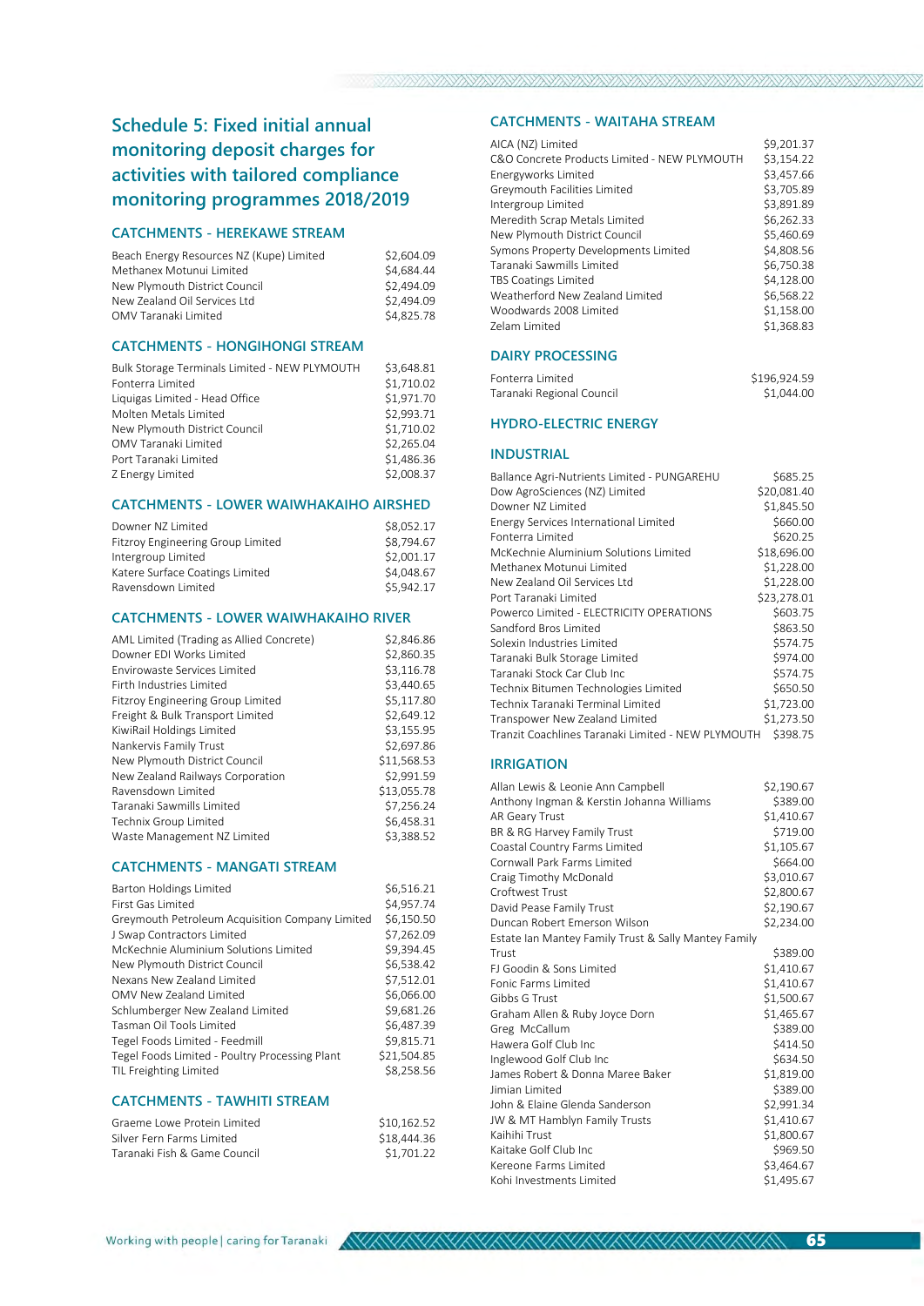# Schedule 5: Fixed initial annual monitoring deposit charges for activities with tailored compliance monitoring programmes 2018/2019

## CATCHMENTS - HEREKAWE STREAM

| | |
|---|---|
| Beach Energy Resources NZ (Kupe) Limited | $2,604.09 |
| Methanex Motunui Limited | $4,684.44 |
| New Plymouth District Council | $2,494.09 |
| New Zealand Oil Services Ltd | $2,494.09 |
| OMV Taranaki Limited | $4,825.78 |

## CATCHMENTS - HONGIHONGI STREAM

| | |
|---|---|
| Bulk Storage Terminals Limited - NEW PLYMOUTH | $3,648.81 |
| Fonterra Limited | $1,710.02 |
| Liquigas Limited - Head Office | $1,971.70 |
| Molten Metals Limited | $2,993.71 |
| New Plymouth District Council | $1,710.02 |
| OMV Taranaki Limited | $2,265.04 |
| Port Taranaki Limited | $1,486.36 |
| Z Energy Limited | $2,008.37 |

## CATCHMENTS - LOWER WAIWHAKAIHO AIRSHED

| | |
|---|---|
| Downer NZ Limited | $8,052.17 |
| Fitzroy Engineering Group Limited | $8,794.67 |
| Intergroup Limited | $2,001.17 |
| Katere Surface Coatings Limited | $4,048.67 |
| Ravensdown Limited | $5,942.17 |

## CATCHMENTS - LOWER WAIWHAKAIHO RIVER

| | |
|---|---|
| AML Limited (Trading as Allied Concrete) | $2,846.86 |
| Downer EDI Works Limited | $2,860.35 |
| Envirowaste Services Limited | $3,116.78 |
| Firth Industries Limited | $3,440.65 |
| Fitzroy Engineering Group Limited | $5,117.80 |
| Freight & Bulk Transport Limited | $2,649.12 |
| KiwiRail Holdings Limited | $3,155.95 |
| Nankervis Family Trust | $2,697.86 |
| New Plymouth District Council | $11,568.53 |
| New Zealand Railways Corporation | $2,991.59 |
| Ravensdown Limited | $13,055.78 |
| Taranaki Sawmills Limited | $7,256.24 |
| Technix Group Limited | $6,458.31 |
| Waste Management NZ Limited | $3,388.52 |

## CATCHMENTS - MANGATI STREAM

| | |
|---|---|
| Barton Holdings Limited | $6,516.21 |
| First Gas Limited | $4,957.74 |
| Greymouth Petroleum Acquisition Company Limited | $6,150.50 |
| J Swap Contractors Limited | $7,262.09 |
| McKechnie Aluminium Solutions Limited | $9,394.45 |
| New Plymouth District Council | $6,538.42 |
| Nexans New Zealand Limited | $7,512.01 |
| OMV New Zealand Limited | $6,066.00 |
| Schlumberger New Zealand Limited | $9,681.26 |
| Tasman Oil Tools Limited | $6,487.39 |
| Tegel Foods Limited - Feedmill | $9,815.71 |
| Tegel Foods Limited - Poultry Processing Plant | $21,504.85 |
| TIL Freighting Limited | $8,258.56 |

## CATCHMENTS - TAWHITI STREAM

| | |
|---|---|
| Graeme Lowe Protein Limited | $10,162.52 |
| Silver Fern Farms Limited | $18,444.36 |
| Taranaki Fish & Game Council | $1,701.22 |

## CATCHMENTS - WAITAHA STREAM

| | |
|---|---|
| AICA (NZ) Limited | $9,201.37 |
| C&O Concrete Products Limited - NEW PLYMOUTH | $3,154.22 |
| Energyworks Limited | $3,457.66 |
| Greymouth Facilities Limited | $3,705.89 |
| Intergroup Limited | $3,891.89 |
| Meredith Scrap Metals Limited | $6,262.33 |
| New Plymouth District Council | $5,460.69 |
| Symons Property Developments Limited | $4,808.56 |
| Taranaki Sawmills Limited | $6,750.38 |
| TBS Coatings Limited | $4,128.00 |
| Weatherford New Zealand Limited | $6,568.22 |
| Woodwards 2008 Limited | $1,158.00 |
| Zelam Limited | $1,368.83 |

## DAIRY PROCESSING

| | |
|---|---|
| Fonterra Limited | $196,924.59 |
| Taranaki Regional Council | $1,044.00 |

## HYDRO-ELECTRIC ENERGY

## INDUSTRIAL

| | |
|---|---|
| Ballance Agri-Nutrients Limited - PUNGAREHU | $685.25 |
| Dow AgroSciences (NZ) Limited | $20,081.40 |
| Downer NZ Limited | $1,845.50 |
| Energy Services International Limited | $660.00 |
| Fonterra Limited | $620.25 |
| McKechnie Aluminium Solutions Limited | $18,696.00 |
| Methanex Motunui Limited | $1,228.00 |
| New Zealand Oil Services Ltd | $1,228.00 |
| Port Taranaki Limited | $23,278.01 |
| Powerco Limited - ELECTRICITY OPERATIONS | $603.75 |
| Sandford Bros Limited | $863.50 |
| Solexin Industries Limited | $574.75 |
| Taranaki Bulk Storage Limited | $974.00 |
| Taranaki Stock Car Club Inc | $574.75 |
| Technix Bitumen Technologies Limited | $650.50 |
| Technix Taranaki Terminal Limited | $1,723.00 |
| Transpower New Zealand Limited | $1,273.50 |
| Tranzit Coachlines Taranaki Limited - NEW PLYMOUTH | $398.75 |

## IRRIGATION

| | |
|---|---|
| Allan Lewis & Leonie Ann Campbell | $2,190.67 |
| Anthony Ingman & Kerstin Johanna Williams | $389.00 |
| AR Geary Trust | $1,410.67 |
| BR & RG Harvey Family Trust | $719.00 |
| Coastal Country Farms Limited | $1,105.67 |
| Cornwall Park Farms Limited | $664.00 |
| Craig Timothy McDonald | $3,010.67 |
| Croftwest Trust | $2,800.67 |
| David Pease Family Trust | $2,190.67 |
| Duncan Robert Emerson Wilson | $2,234.00 |
| Estate Ian Mantey Family Trust & Sally Mantey Family Trust | $389.00 |
| FJ Goodin & Sons Limited | $1,410.67 |
| Fonic Farms Limited | $1,410.67 |
| Gibbs G Trust | $1,500.67 |
| Graham Allen & Ruby Joyce Dorn | $1,465.67 |
| Greg McCallum | $389.00 |
| Hawera Golf Club Inc | $414.50 |
| Inglewood Golf Club Inc | $634.50 |
| James Robert & Donna Maree Baker | $1,819.00 |
| Jimian Limited | $389.00 |
| John & Elaine Glenda Sanderson | $2,991.34 |
| JW & MT Hamblyn Family Trusts | $1,410.67 |
| Kaihihi Trust | $1,800.67 |
| Kaitake Golf Club Inc | $969.50 |
| Kereone Farms Limited | $3,464.67 |
| Kohi Investments Limited | $1,495.67 |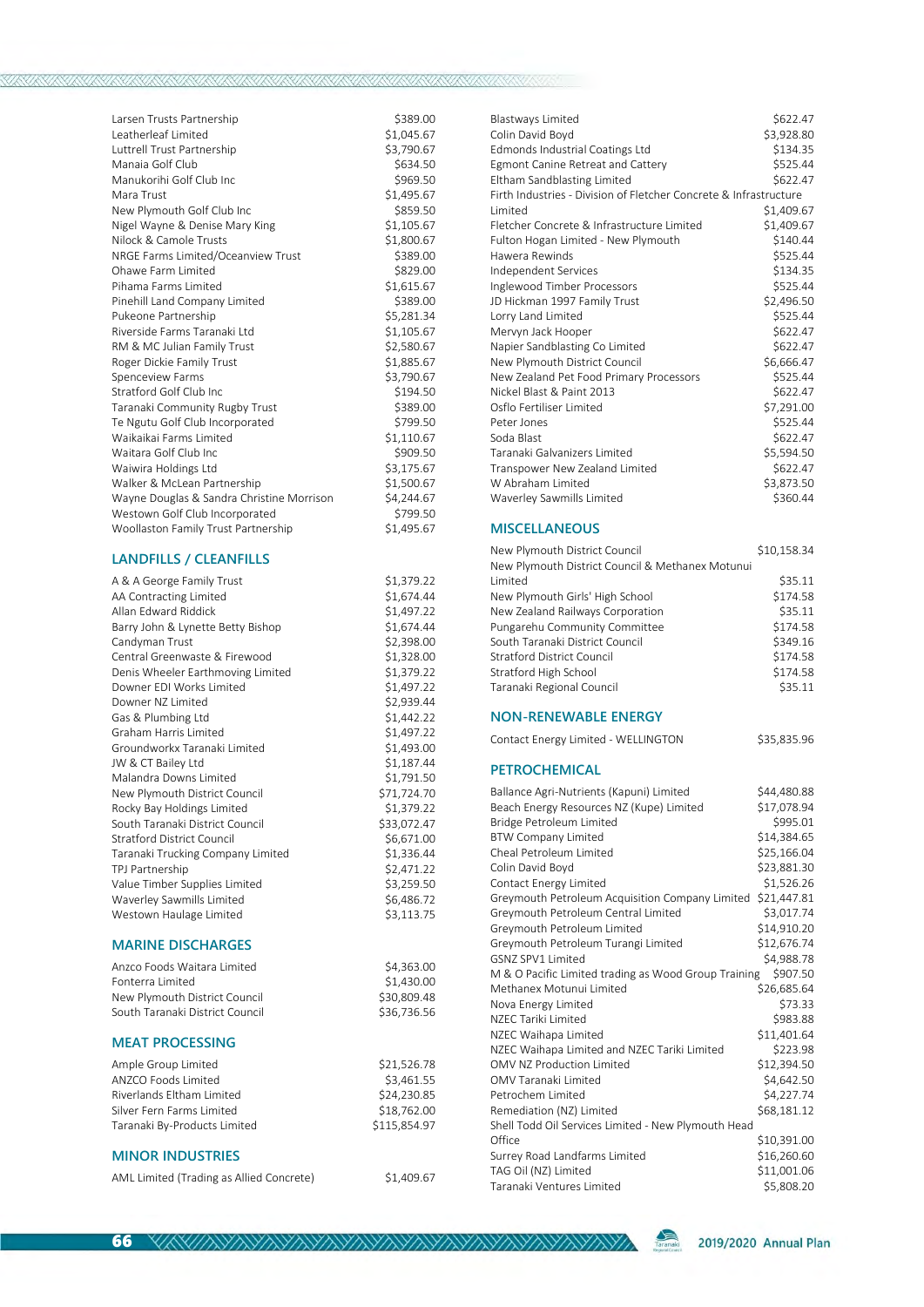| | |
|---|---|
| Larsen Trusts Partnership | $389.00 |
| Leatherleaf Limited | $1,045.67 |
| Luttrell Trust Partnership | $3,790.67 |
| Manaia Golf Club | $634.50 |
| Manukorihi Golf Club Inc | $969.50 |
| Mara Trust | $1,495.67 |
| New Plymouth Golf Club Inc | $859.50 |
| Nigel Wayne & Denise Mary King | $1,105.67 |
| Nilock & Camole Trusts | $1,800.67 |
| NRGE Farms Limited/Oceanview Trust | $389.00 |
| Ohawe Farm Limited | $829.00 |
| Pihama Farms Limited | $1,615.67 |
| Pinehill Land Company Limited | $389.00 |
| Pukeone Partnership | $5,281.34 |
| Riverside Farms Taranaki Ltd | $1,105.67 |
| RM & MC Julian Family Trust | $2,580.67 |
| Roger Dickie Family Trust | $1,885.67 |
| Spenceview Farms | $3,790.67 |
| Stratford Golf Club Inc | $194.50 |
| Taranaki Community Rugby Trust | $389.00 |
| Te Ngutu Golf Club Incorporated | $799.50 |
| Waikaikai Farms Limited | $1,110.67 |
| Waitara Golf Club Inc | $909.50 |
| Waiwira Holdings Ltd | $3,175.67 |
| Walker & McLean Partnership | $1,500.67 |
| Wayne Douglas & Sandra Christine Morrison | $4,244.67 |
| Westown Golf Club Incorporated | $799.50 |
| Woollaston Family Trust Partnership | $1,495.67 |

## LANDFILLS / CLEANFILLS

| | |
|---|---|
| A & A George Family Trust | $1,379.22 |
| AA Contracting Limited | $1,674.44 |
| Allan Edward Riddick | $1,497.22 |
| Barry John & Lynette Betty Bishop | $1,674.44 |
| Candyman Trust | $2,398.00 |
| Central Greenwaste & Firewood | $1,328.00 |
| Denis Wheeler Earthmoving Limited | $1,379.22 |
| Downer EDI Works Limited | $1,497.22 |
| Downer NZ Limited | $2,939.44 |
| Gas & Plumbing Ltd | $1,442.22 |
| Graham Harris Limited | $1,497.22 |
| Groundworkx Taranaki Limited | $1,493.00 |
| JW & CT Bailey Ltd | $1,187.44 |
| Malandra Downs Limited | $1,791.50 |
| New Plymouth District Council | $71,724.70 |
| Rocky Bay Holdings Limited | $1,379.22 |
| South Taranaki District Council | $33,072.47 |
| Stratford District Council | $6,671.00 |
| Taranaki Trucking Company Limited | $1,336.44 |
| TPJ Partnership | $2,471.22 |
| Value Timber Supplies Limited | $3,259.50 |
| Waverley Sawmills Limited | $6,486.72 |
| Westown Haulage Limited | $3,113.75 |

## MARINE DISCHARGES

| | |
|---|---|
| Anzco Foods Waitara Limited | $4,363.00 |
| Fonterra Limited | $1,430.00 |
| New Plymouth District Council | $30,809.48 |
| South Taranaki District Council | $36,736.56 |

## MEAT PROCESSING

| | |
|---|---|
| Ample Group Limited | $21,526.78 |
| ANZCO Foods Limited | $3,461.55 |
| Riverlands Eltham Limited | $24,230.85 |
| Silver Fern Farms Limited | $18,762.00 |
| Taranaki By-Products Limited | $115,854.97 |

## MINOR INDUSTRIES

| | |
|---|---|
| AML Limited (Trading as Allied Concrete) | $1,409.67 |
| Blastways Limited | $622.47 |
| Colin David Boyd | $3,928.80 |
| Edmonds Industrial Coatings Ltd | $134.35 |
| Egmont Canine Retreat and Cattery | $525.44 |
| Eltham Sandblasting Limited | $622.47 |
| Firth Industries - Division of Fletcher Concrete & Infrastructure Limited | $1,409.67 |
| Fletcher Concrete & Infrastructure Limited | $1,409.67 |
| Fulton Hogan Limited - New Plymouth | $140.44 |
| Hawera Rewinds | $525.44 |
| Independent Services | $134.35 |
| Inglewood Timber Processors | $525.44 |
| JD Hickman 1997 Family Trust | $2,496.50 |
| Lorry Land Limited | $525.44 |
| Mervyn Jack Hooper | $622.47 |
| Napier Sandblasting Co Limited | $622.47 |
| New Plymouth District Council | $6,666.47 |
| New Zealand Pet Food Primary Processors | $525.44 |
| Nickel Blast & Paint 2013 | $622.47 |
| Oslfo Fertiliser Limited | $7,291.00 |
| Peter Jones | $525.44 |
| Soda Blast | $622.47 |
| Taranaki Galvanizers Limited | $5,594.50 |
| Transpower New Zealand Limited | $622.47 |
| W Abraham Limited | $3,873.50 |
| Waverley Sawmills Limited | $360.44 |

## MISCELLANEOUS

| | |
|---|---|
| New Plymouth District Council | $10,158.34 |
| New Plymouth District Council & Methanex Motunui Limited | $35.11 |
| New Plymouth Girls' High School | $174.58 |
| New Zealand Railways Corporation | $35.11 |
| Pungarehu Community Committee | $174.58 |
| South Taranaki District Council | $349.16 |
| Stratford District Council | $174.58 |
| Stratford High School | $174.58 |
| Taranaki Regional Council | $35.11 |

## NON-RENEWABLE ENERGY

| | |
|---|---|
| Contact Energy Limited - WELLINGTON | $35,835.96 |

## PETROCHEMICAL

| | |
|---|---|
| Ballance Agri-Nutrients (Kapuni) Limited | $44,480.88 |
| Beach Energy Resources NZ (Kupe) Limited | $17,078.94 |
| Bridge Petroleum Limited | $995.01 |
| BTW Company Limited | $14,384.65 |
| Cheal Petroleum Limited | $25,166.04 |
| Colin David Boyd | $23,881.30 |
| Contact Energy Limited | $1,526.26 |
| Greymouth Petroleum Acquisition Company Limited | $21,447.81 |
| Greymouth Petroleum Central Limited | $3,017.74 |
| Greymouth Petroleum Limited | $14,910.20 |
| Greymouth Petroleum Turangi Limited | $12,676.74 |
| GSNZ SPV1 Limited | $4,988.78 |
| M & O Pacific Limited trading as Wood Group Training | $907.50 |
| Methanex Motunui Limited | $26,685.64 |
| Nova Energy Limited | $73.33 |
| NZEC Tariki Limited | $983.88 |
| NZEC Waihapa Limited | $11,401.64 |
| NZEC Waihapa Limited and NZEC Tariki Limited | $223.98 |
| OMV NZ Production Limited | $12,394.50 |
| OMV Taranaki Limited | $4,642.50 |
| Petrochem Limited | $4,227.74 |
| Remediation (NZ) Limited | $68,181.12 |
| Shell Todd Oil Services Limited - New Plymouth Head Office | $10,391.00 |
| Surrey Road Landfarms Limited | $16,260.60 |
| TAG Oil (NZ) Limited | $11,001.06 |
| Taranaki Ventures Limited | $5,808.20 |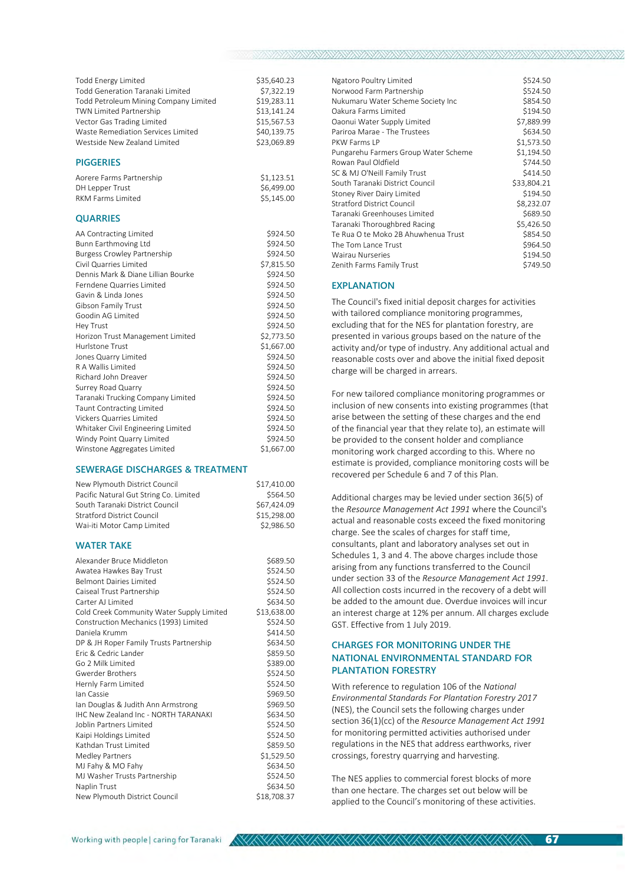| | |
|---|---|
| Todd Energy Limited | $35,640.23 |
| Todd Generation Taranaki Limited | $7,322.19 |
| Todd Petroleum Mining Company Limited | $19,283.11 |
| TWN Limited Partnership | $13,141.24 |
| Vector Gas Trading Limited | $15,567.53 |
| Waste Remediation Services Limited | $40,139.75 |
| Westside New Zealand Limited | $23,069.89 |

## PIGGERIES

| | |
|---|---|
| Aorere Farms Partnership | $1,123.51 |
| DH Lepper Trust | $6,499.00 |
| RKM Farms Limited | $5,145.00 |

## QUARRIES

| | |
|---|---|
| AA Contracting Limited | $924.50 |
| Bunn Earthmoving Ltd | $924.50 |
| Burgess Crowley Partnership | $924.50 |
| Civil Quarries Limited | $7,815.50 |
| Dennis Mark & Diane Lillian Bourke | $924.50 |
| Ferndene Quarries Limited | $924.50 |
| Gavin & Linda Jones | $924.50 |
| Gibson Family Trust | $924.50 |
| Goodin AG Limited | $924.50 |
| Hey Trust | $924.50 |
| Horizon Trust Management Limited | $2,773.50 |
| Hurlstone Trust | $1,667.00 |
| Jones Quarry Limited | $924.50 |
| R A Wallis Limited | $924.50 |
| Richard John Dreaver | $924.50 |
| Surrey Road Quarry | $924.50 |
| Taranaki Trucking Company Limited | $924.50 |
| Taunt Contracting Limited | $924.50 |
| Vickers Quarries Limited | $924.50 |
| Whitaker Civil Engineering Limited | $924.50 |
| Windy Point Quarry Limited | $924.50 |
| Winstone Aggregates Limited | $1,667.00 |

## SEWERAGE DISCHARGES & TREATMENT

| | |
|---|---|
| New Plymouth District Council | $17,410.00 |
| Pacific Natural Gut String Co. Limited | $564.50 |
| South Taranaki District Council | $67,424.09 |
| Stratford District Council | $15,298.00 |
| Wai-iti Motor Camp Limited | $2,986.50 |

## WATER TAKE

| | |
|---|---|
| Alexander Bruce Middleton | $689.50 |
| Awatea Hawkes Bay Trust | $524.50 |
| Belmont Dairies Limited | $524.50 |
| Caiseal Trust Partnership | $524.50 |
| Carter AJ Limited | $634.50 |
| Cold Creek Community Water Supply Limited | $13,638.00 |
| Construction Mechanics (1993) Limited | $524.50 |
| Daniela Krumm | $414.50 |
| DP & JH Roper Family Trusts Partnership | $634.50 |
| Eric & Cedric Lander | $859.50 |
| Go 2 Milk Limited | $389.00 |
| Gwerder Brothers | $524.50 |
| Hernly Farm Limited | $524.50 |
| Ian Cassie | $969.50 |
| Ian Douglas & Judith Ann Armstrong | $969.50 |
| IHC New Zealand Inc - NORTH TARANAKI | $634.50 |
| Joblin Partners Limited | $524.50 |
| Kaipi Holdings Limited | $524.50 |
| Kathdan Trust Limited | $859.50 |
| Medley Partners | $1,529.50 |
| MJ Fahy & MO Fahy | $634.50 |
| MJ Washer Trusts Partnership | $524.50 |
| Naplin Trust | $634.50 |
| New Plymouth District Council | $18,708.37 |
| Ngatoro Poultry Limited | $524.50 |
| Norwood Farm Partnership | $524.50 |
| Nukumaru Water Scheme Society Inc | $854.50 |
| Oakura Farms Limited | $194.50 |
| Oaonui Water Supply Limited | $7,889.99 |
| Pariroa Marae - The Trustees | $634.50 |
| PKW Farms LP | $1,573.50 |
| Pungarehu Farmers Group Water Scheme | $1,194.50 |
| Rowan Paul Oldfield | $744.50 |
| SC & MJ O'Neill Family Trust | $414.50 |
| South Taranaki District Council | $33,804.21 |
| Stoney River Dairy Limited | $194.50 |
| Stratford District Council | $8,232.07 |
| Taranaki Greenhouses Limited | $689.50 |
| Taranaki Thoroughbred Racing | $5,426.50 |
| Te Rua O te Moko 2B Ahuwhenua Trust | $854.50 |
| The Tom Lance Trust | $964.50 |
| Wairau Nurseries | $194.50 |
| Zenith Farms Family Trust | $749.50 |

## EXPLANATION

The Council's fixed initial deposit charges for activities with tailored compliance monitoring programmes, excluding that for the NES for plantation forestry, are presented in various groups based on the nature of the activity and/or type of industry. Any additional actual and reasonable costs over and above the initial fixed deposit charge will be charged in arrears.

For new tailored compliance monitoring programmes or inclusion of new consents into existing programmes (that arise between the setting of these charges and the end of the financial year that they relate to), an estimate will be provided to the consent holder and compliance monitoring work charged according to this. Where no estimate is provided, compliance monitoring costs will be recovered per Schedule 6 and 7 of this Plan.

Additional charges may be levied under section 36(5) of the *Resource Management Act 1991* where the Council's actual and reasonable costs exceed the fixed monitoring charge. See the scales of charges for staff time, consultants, plant and laboratory analyses set out in Schedules 1, 3 and 4. The above charges include those arising from any functions transferred to the Council under section 33 of the *Resource Management Act 1991*. All collection costs incurred in the recovery of a debt will be added to the amount due. Overdue invoices will incur an interest charge at 12% per annum. All charges exclude GST. Effective from 1 July 2019.

## CHARGES FOR MONITORING UNDER THE NATIONAL ENVIRONMENTAL STANDARD FOR PLANTATION FORESTRY

With reference to regulation 106 of the *National Environmental Standards For Plantation Forestry 2017* (NES), the Council sets the following charges under section 36(1)(cc) of the *Resource Management Act 1991* for monitoring permitted activities authorised under regulations in the NES that address earthworks, river crossings, forestry quarrying and harvesting.

The NES applies to commercial forest blocks of more than one hectare. The charges set out below will be applied to the Council's monitoring of these activities.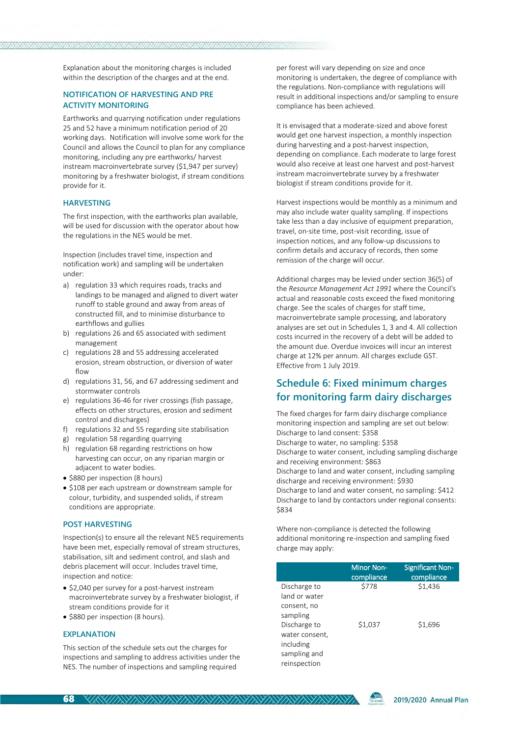Explanation about the monitoring charges is included within the description of the charges and at the end.

### NOTIFICATION OF HARVESTING AND PRE ACTIVITY MONITORING

Earthworks and quarrying notification under regulations 25 and 52 have a minimum notification period of 20 working days. Notification will involve some work for the Council and allows the Council to plan for any compliance monitoring, including any pre earthworks/ harvest instream macroinvertebrate survey ($1,947 per survey) monitoring by a freshwater biologist, if stream conditions provide for it.

### HARVESTING

The first inspection, with the earthworks plan available, will be used for discussion with the operator about how the regulations in the NES would be met.

Inspection (includes travel time, inspection and notification work) and sampling will be undertaken under:

a) regulation 33 which requires roads, tracks and landings to be managed and aligned to divert water runoff to stable ground and away from areas of constructed fill, and to minimise disturbance to earthflows and gullies
b) regulations 26 and 65 associated with sediment management
c) regulations 28 and 55 addressing accelerated erosion, stream obstruction, or diversion of water flow
d) regulations 31, 56, and 67 addressing sediment and stormwater controls
e) regulations 36-46 for river crossings (fish passage, effects on other structures, erosion and sediment control and discharges)
f) regulations 32 and 55 regarding site stabilisation
g) regulation 58 regarding quarrying
h) regulation 68 regarding restrictions on how harvesting can occur, on any riparian margin or adjacent to water bodies.

- $880 per inspection (8 hours)
- $108 per each upstream or downstream sample for colour, turbidity, and suspended solids, if stream conditions are appropriate.

### POST HARVESTING

Inspection(s) to ensure all the relevant NES requirements have been met, especially removal of stream structures, stabilisation, silt and sediment control, and slash and debris placement will occur. Includes travel time, inspection and notice:

- $2,040 per survey for a post-harvest instream macroinvertebrate survey by a freshwater biologist, if stream conditions provide for it
- $880 per inspection (8 hours).

### EXPLANATION

This section of the schedule sets out the charges for inspections and sampling to address activities under the NES. The number of inspections and sampling required per forest will vary depending on size and once monitoring is undertaken, the degree of compliance with the regulations. Non-compliance with regulations will result in additional inspections and/or sampling to ensure compliance has been achieved.

It is envisaged that a moderate-sized and above forest would get one harvest inspection, a monthly inspection during harvesting and a post-harvest inspection, depending on compliance. Each moderate to large forest would also receive at least one harvest and post-harvest instream macroinvertebrate survey by a freshwater biologist if stream conditions provide for it.

Harvest inspections would be monthly as a minimum and may also include water quality sampling. If inspections take less than a day inclusive of equipment preparation, travel, on-site time, post-visit recording, issue of inspection notices, and any follow-up discussions to confirm details and accuracy of records, then some remission of the charge will occur.

Additional charges may be levied under section 36(5) of the *Resource Management Act 1991* where the Council's actual and reasonable costs exceed the fixed monitoring charge. See the scales of charges for staff time, macroinvertebrate sample processing, and laboratory analyses are set out in Schedules 1, 3 and 4. All collection costs incurred in the recovery of a debt will be added to the amount due. Overdue invoices will incur an interest charge at 12% per annum. All charges exclude GST. Effective from 1 July 2019.

## Schedule 6: Fixed minimum charges for monitoring farm dairy discharges

The fixed charges for farm dairy discharge compliance monitoring inspection and sampling are set out below:
Discharge to land consent: $358
Discharge to water, no sampling: $358
Discharge to water consent, including sampling discharge and receiving environment: $863
Discharge to land and water consent, including sampling discharge and receiving environment: $930
Discharge to land and water consent, no sampling: $412
Discharge to land by contactors under regional consents: $834

Where non-compliance is detected the following additional monitoring re-inspection and sampling fixed charge may apply:

| | Minor Non-compliance | Significant Non-compliance |
|---|---|---|
| Discharge to land or water consent, no sampling | $778 | $1,436 |
| Discharge to water consent, including sampling and reinspection | $1,037 | $1,696 |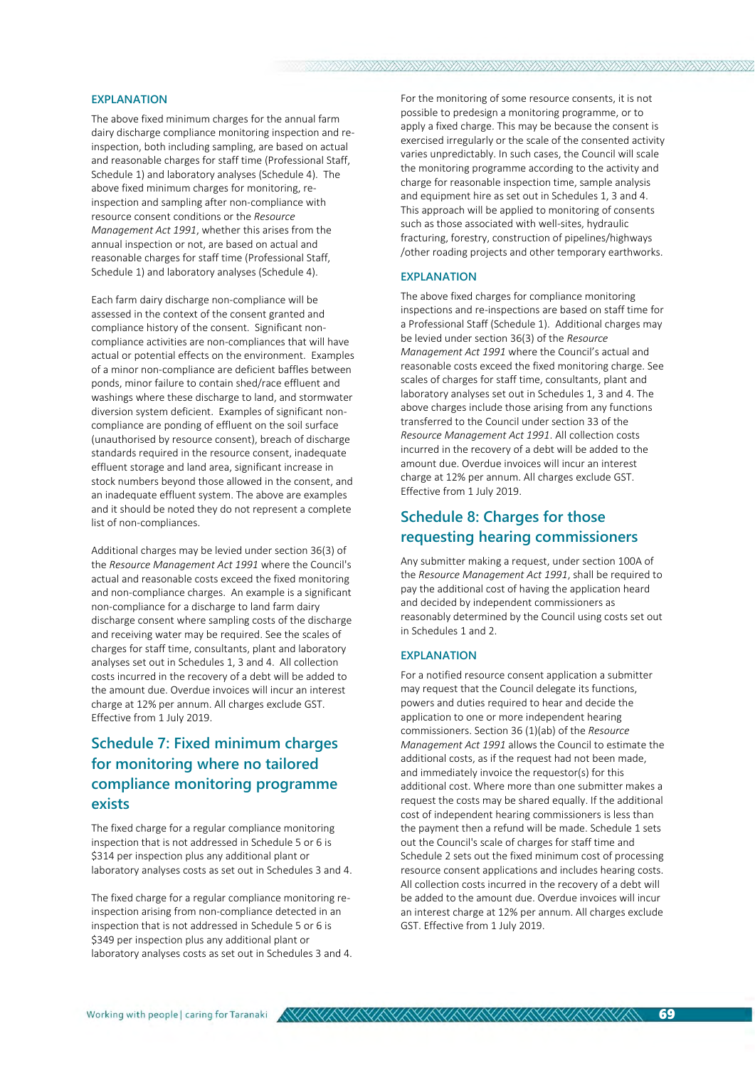### EXPLANATION

The above fixed minimum charges for the annual farm dairy discharge compliance monitoring inspection and re-inspection, both including sampling, are based on actual and reasonable charges for staff time (Professional Staff, Schedule 1) and laboratory analyses (Schedule 4). The above fixed minimum charges for monitoring, re-inspection and sampling after non-compliance with resource consent conditions or the *Resource Management Act 1991*, whether this arises from the annual inspection or not, are based on actual and reasonable charges for staff time (Professional Staff, Schedule 1) and laboratory analyses (Schedule 4).

Each farm dairy discharge non-compliance will be assessed in the context of the consent granted and compliance history of the consent. Significant non-compliance activities are non-compliances that will have actual or potential effects on the environment. Examples of a minor non-compliance are deficient baffles between ponds, minor failure to contain shed/race effluent and washings where these discharge to land, and stormwater diversion system deficient. Examples of significant non-compliance are ponding of effluent on the soil surface (unauthorised by resource consent), breach of discharge standards required in the resource consent, inadequate effluent storage and land area, significant increase in stock numbers beyond those allowed in the consent, and an inadequate effluent system. The above are examples and it should be noted they do not represent a complete list of non-compliances.

Additional charges may be levied under section 36(3) of the *Resource Management Act 1991* where the Council's actual and reasonable costs exceed the fixed monitoring and non-compliance charges. An example is a significant non-compliance for a discharge to land farm dairy discharge consent where sampling costs of the discharge and receiving water may be required. See the scales of charges for staff time, consultants, plant and laboratory analyses set out in Schedules 1, 3 and 4. All collection costs incurred in the recovery of a debt will be added to the amount due. Overdue invoices will incur an interest charge at 12% per annum. All charges exclude GST. Effective from 1 July 2019.

## Schedule 7: Fixed minimum charges for monitoring where no tailored compliance monitoring programme exists

The fixed charge for a regular compliance monitoring inspection that is not addressed in Schedule 5 or 6 is $314 per inspection plus any additional plant or laboratory analyses costs as set out in Schedules 3 and 4.

The fixed charge for a regular compliance monitoring re-inspection arising from non-compliance detected in an inspection that is not addressed in Schedule 5 or 6 is $349 per inspection plus any additional plant or laboratory analyses costs as set out in Schedules 3 and 4.

For the monitoring of some resource consents, it is not possible to predesign a monitoring programme, or to apply a fixed charge. This may be because the consent is exercised irregularly or the scale of the consented activity varies unpredictably. In such cases, the Council will scale the monitoring programme according to the activity and charge for reasonable inspection time, sample analysis and equipment hire as set out in Schedules 1, 3 and 4. This approach will be applied to monitoring of consents such as those associated with well-sites, hydraulic fracturing, forestry, construction of pipelines/highways /other roading projects and other temporary earthworks.

### EXPLANATION

The above fixed charges for compliance monitoring inspections and re-inspections are based on staff time for a Professional Staff (Schedule 1). Additional charges may be levied under section 36(3) of the *Resource Management Act 1991* where the Council's actual and reasonable costs exceed the fixed monitoring charge. See scales of charges for staff time, consultants, plant and laboratory analyses set out in Schedules 1, 3 and 4. The above charges include those arising from any functions transferred to the Council under section 33 of the *Resource Management Act 1991*. All collection costs incurred in the recovery of a debt will be added to the amount due. Overdue invoices will incur an interest charge at 12% per annum. All charges exclude GST. Effective from 1 July 2019.

## Schedule 8: Charges for those requesting hearing commissioners

Any submitter making a request, under section 100A of the *Resource Management Act 1991*, shall be required to pay the additional cost of having the application heard and decided by independent commissioners as reasonably determined by the Council using costs set out in Schedules 1 and 2.

### EXPLANATION

For a notified resource consent application a submitter may request that the Council delegate its functions, powers and duties required to hear and decide the application to one or more independent hearing commissioners. Section 36 (1)(ab) of the *Resource Management Act 1991* allows the Council to estimate the additional costs, as if the request had not been made, and immediately invoice the requestor(s) for this additional cost. Where more than one submitter makes a request the costs may be shared equally. If the additional cost of independent hearing commissioners is less than the payment then a refund will be made. Schedule 1 sets out the Council's scale of charges for staff time and Schedule 2 sets out the fixed minimum cost of processing resource consent applications and includes hearing costs. All collection costs incurred in the recovery of a debt will be added to the amount due. Overdue invoices will incur an interest charge at 12% per annum. All charges exclude GST. Effective from 1 July 2019.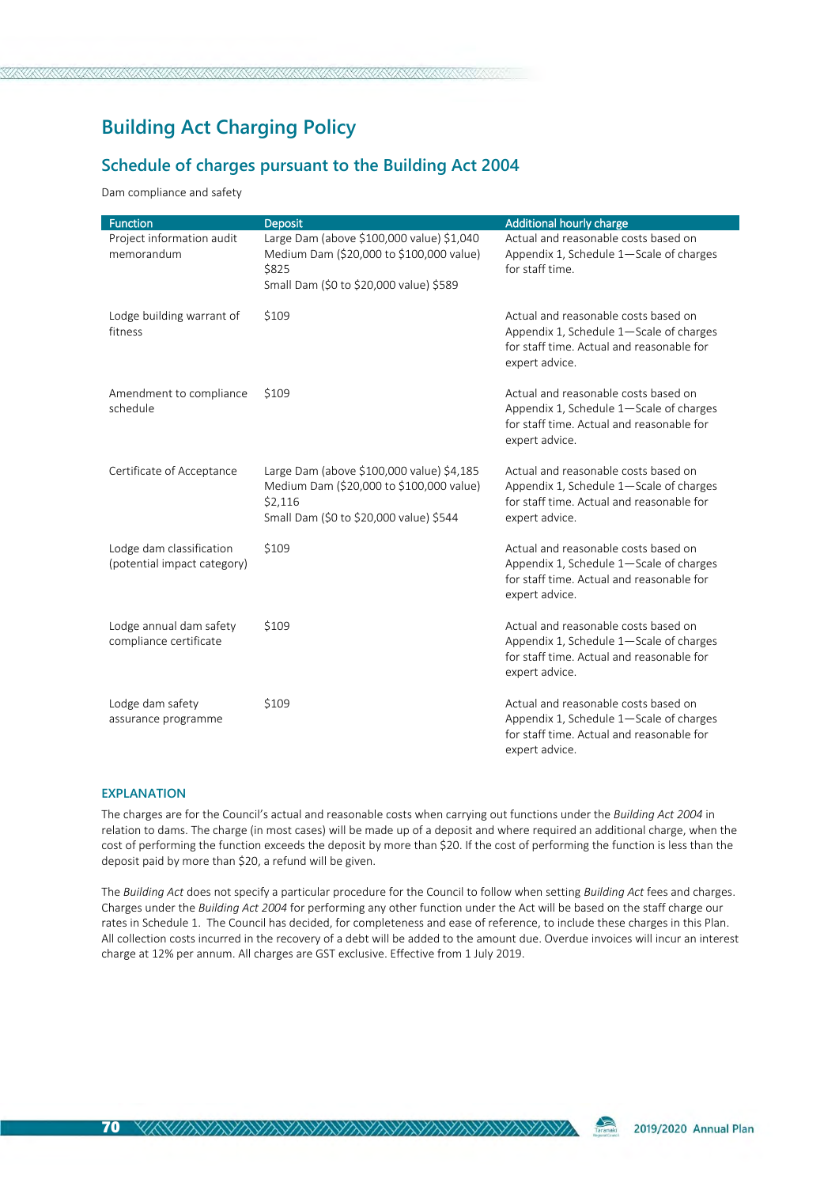# Building Act Charging Policy

## Schedule of charges pursuant to the Building Act 2004

Dam compliance and safety

| Function | Deposit | Additional hourly charge |
|---|---|---|
| Project information audit memorandum | Large Dam (above $100,000 value) $1,040<br>Medium Dam ($20,000 to $100,000 value) $825<br>Small Dam ($0 to $20,000 value) $589 | Actual and reasonable costs based on Appendix 1, Schedule 1—Scale of charges for staff time. |
| Lodge building warrant of fitness | $109 | Actual and reasonable costs based on Appendix 1, Schedule 1—Scale of charges for staff time. Actual and reasonable for expert advice. |
| Amendment to compliance schedule | $109 | Actual and reasonable costs based on Appendix 1, Schedule 1—Scale of charges for staff time. Actual and reasonable for expert advice. |
| Certificate of Acceptance | Large Dam (above $100,000 value) $4,185<br>Medium Dam ($20,000 to $100,000 value) $2,116<br>Small Dam ($0 to $20,000 value) $544 | Actual and reasonable costs based on Appendix 1, Schedule 1—Scale of charges for staff time. Actual and reasonable for expert advice. |
| Lodge dam classification (potential impact category) | $109 | Actual and reasonable costs based on Appendix 1, Schedule 1—Scale of charges for staff time. Actual and reasonable for expert advice. |
| Lodge annual dam safety compliance certificate | $109 | Actual and reasonable costs based on Appendix 1, Schedule 1—Scale of charges for staff time. Actual and reasonable for expert advice. |
| Lodge dam safety assurance programme | $109 | Actual and reasonable costs based on Appendix 1, Schedule 1—Scale of charges for staff time. Actual and reasonable for expert advice. |

### EXPLANATION

The charges are for the Council's actual and reasonable costs when carrying out functions under the *Building Act 2004* in relation to dams. The charge (in most cases) will be made up of a deposit and where required an additional charge, when the cost of performing the function exceeds the deposit by more than $20. If the cost of performing the function is less than the deposit paid by more than $20, a refund will be given.

The *Building Act* does not specify a particular procedure for the Council to follow when setting *Building Act* fees and charges. Charges under the *Building Act 2004* for performing any other function under the Act will be based on the staff charge our rates in Schedule 1. The Council has decided, for completeness and ease of reference, to include these charges in this Plan. All collection costs incurred in the recovery of a debt will be added to the amount due. Overdue invoices will incur an interest charge at 12% per annum. All charges are GST exclusive. Effective from 1 July 2019.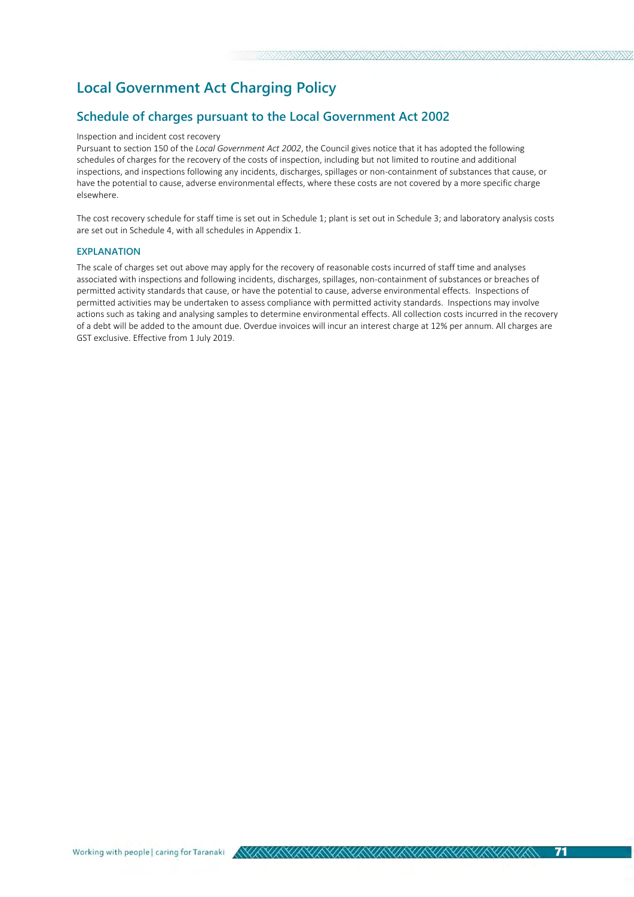# Local Government Act Charging Policy

## Schedule of charges pursuant to the Local Government Act 2002

Inspection and incident cost recovery
Pursuant to section 150 of the *Local Government Act 2002*, the Council gives notice that it has adopted the following schedules of charges for the recovery of the costs of inspection, including but not limited to routine and additional inspections, and inspections following any incidents, discharges, spillages or non-containment of substances that cause, or have the potential to cause, adverse environmental effects, where these costs are not covered by a more specific charge elsewhere.

The cost recovery schedule for staff time is set out in Schedule 1; plant is set out in Schedule 3; and laboratory analysis costs are set out in Schedule 4, with all schedules in Appendix 1.

### EXPLANATION

The scale of charges set out above may apply for the recovery of reasonable costs incurred of staff time and analyses associated with inspections and following incidents, discharges, spillages, non-containment of substances or breaches of permitted activity standards that cause, or have the potential to cause, adverse environmental effects. Inspections of permitted activities may be undertaken to assess compliance with permitted activity standards. Inspections may involve actions such as taking and analysing samples to determine environmental effects. All collection costs incurred in the recovery of a debt will be added to the amount due. Overdue invoices will incur an interest charge at 12% per annum. All charges are GST exclusive. Effective from 1 July 2019.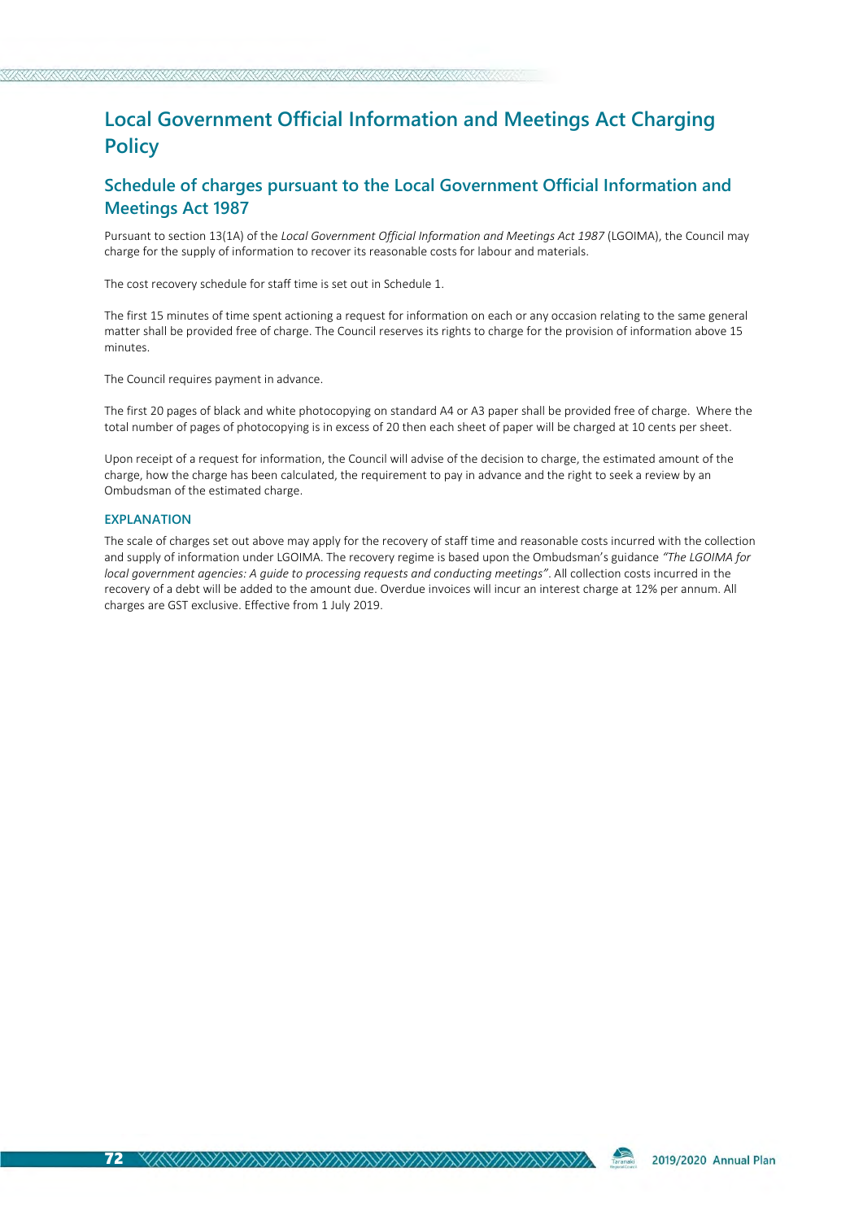# Local Government Official Information and Meetings Act Charging Policy

## Schedule of charges pursuant to the Local Government Official Information and Meetings Act 1987

Pursuant to section 13(1A) of the *Local Government Official Information and Meetings Act 1987* (LGOIMA), the Council may charge for the supply of information to recover its reasonable costs for labour and materials.

The cost recovery schedule for staff time is set out in Schedule 1.

The first 15 minutes of time spent actioning a request for information on each or any occasion relating to the same general matter shall be provided free of charge. The Council reserves its rights to charge for the provision of information above 15 minutes.

The Council requires payment in advance.

The first 20 pages of black and white photocopying on standard A4 or A3 paper shall be provided free of charge. Where the total number of pages of photocopying is in excess of 20 then each sheet of paper will be charged at 10 cents per sheet.

Upon receipt of a request for information, the Council will advise of the decision to charge, the estimated amount of the charge, how the charge has been calculated, the requirement to pay in advance and the right to seek a review by an Ombudsman of the estimated charge.

### EXPLANATION

The scale of charges set out above may apply for the recovery of staff time and reasonable costs incurred with the collection and supply of information under LGOIMA. The recovery regime is based upon the Ombudsman's guidance *"The LGOIMA for local government agencies: A guide to processing requests and conducting meetings"*. All collection costs incurred in the recovery of a debt will be added to the amount due. Overdue invoices will incur an interest charge at 12% per annum. All charges are GST exclusive. Effective from 1 July 2019.